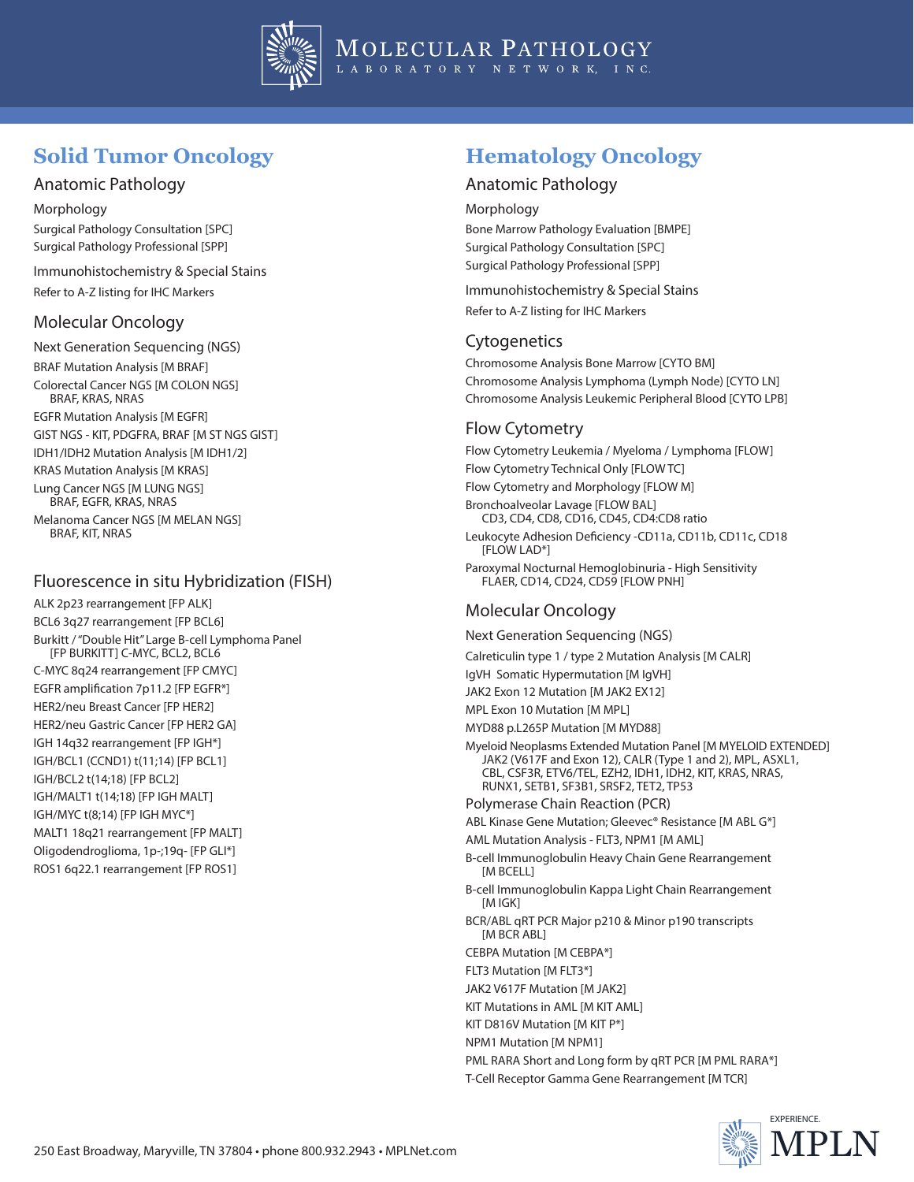# Molecular Pathology Laboratory Network, Inc.

## Solid Tumor Oncology

### Anatomic Pathology

#### Morphology

Surgical Pathology Consultation [SPC]
Surgical Pathology Professional [SPP]

#### Immunohistochemistry & Special Stains

Refer to A-Z listing for IHC Markers

### Molecular Oncology

#### Next Generation Sequencing (NGS)

BRAF Mutation Analysis [M BRAF]

Colorectal Cancer NGS [M COLON NGS]
BRAF, KRAS, NRAS

EGFR Mutation Analysis [M EGFR]

GIST NGS - KIT, PDGFRA, BRAF [M ST NGS GIST]

IDH1/IDH2 Mutation Analysis [M IDH1/2]

KRAS Mutation Analysis [M KRAS]

Lung Cancer NGS [M LUNG NGS]
BRAF, EGFR, KRAS, NRAS

Melanoma Cancer NGS [M MELAN NGS]
BRAF, KIT, NRAS

### Fluorescence in situ Hybridization (FISH)

ALK 2p23 rearrangement [FP ALK]

BCL6 3q27 rearrangement [FP BCL6]

Burkitt / "Double Hit" Large B-cell Lymphoma Panel
[FP BURKITT] C-MYC, BCL2, BCL6

C-MYC 8q24 rearrangement [FP CMYC]

EGFR amplification 7p11.2 [FP EGFR*]

HER2/neu Breast Cancer [FP HER2]

HER2/neu Gastric Cancer [FP HER2 GA]

IGH 14q32 rearrangement [FP IGH*]

IGH/BCL1 (CCND1) t(11;14) [FP BCL1]

IGH/BCL2 t(14;18) [FP BCL2]

IGH/MALT1 t(14;18) [FP IGH MALT]

IGH/MYC t(8;14) [FP IGH MYC*]

MALT1 18q21 rearrangement [FP MALT]

Oligodendroglioma, 1p-;19q- [FP GLI*]

ROS1 6q22.1 rearrangement [FP ROS1]

## Hematology Oncology

### Anatomic Pathology

#### Morphology

Bone Marrow Pathology Evaluation [BMPE]
Surgical Pathology Consultation [SPC]
Surgical Pathology Professional [SPP]

#### Immunohistochemistry & Special Stains

Refer to A-Z listing for IHC Markers

### Cytogenetics

Chromosome Analysis Bone Marrow [CYTO BM]
Chromosome Analysis Lymphoma (Lymph Node) [CYTO LN]
Chromosome Analysis Leukemic Peripheral Blood [CYTO LPB]

### Flow Cytometry

Flow Cytometry Leukemia / Myeloma / Lymphoma [FLOW]

Flow Cytometry Technical Only [FLOW TC]

Flow Cytometry and Morphology [FLOW M]

Bronchoalveolar Lavage [FLOW BAL]
CD3, CD4, CD8, CD16, CD45, CD4:CD8 ratio

Leukocyte Adhesion Deficiency -CD11a, CD11b, CD11c, CD18
[FLOW LAD*]

Paroxymal Nocturnal Hemoglobinuria - High Sensitivity
FLAER, CD14, CD24, CD59 [FLOW PNH]

### Molecular Oncology

#### Next Generation Sequencing (NGS)

Calreticulin type 1 / type 2 Mutation Analysis [M CALR]

IgVH Somatic Hypermutation [M IgVH]

JAK2 Exon 12 Mutation [M JAK2 EX12]

MPL Exon 10 Mutation [M MPL]

MYD88 p.L265P Mutation [M MYD88]

Myeloid Neoplasms Extended Mutation Panel [M MYELOID EXTENDED]
JAK2 (V617F and Exon 12), CALR (Type 1 and 2), MPL, ASXL1, CBL, CSF3R, ETV6/TEL, EZH2, IDH1, IDH2, KIT, KRAS, NRAS, RUNX1, SETB1, SF3B1, SRSF2, TET2, TP53

#### Polymerase Chain Reaction (PCR)

ABL Kinase Gene Mutation; Gleevec® Resistance [M ABL G*]

AML Mutation Analysis - FLT3, NPM1 [M AML]

B-cell Immunoglobulin Heavy Chain Gene Rearrangement
[M BCELL]

B-cell Immunoglobulin Kappa Light Chain Rearrangement
[M IGK]

BCR/ABL qRT PCR Major p210 & Minor p190 transcripts
[M BCR ABL]

CEBPA Mutation [M CEBPA*]

FLT3 Mutation [M FLT3*]

JAK2 V617F Mutation [M JAK2]

KIT Mutations in AML [M KIT AML]

KIT D816V Mutation [M KIT P*]

NPM1 Mutation [M NPM1]

PML RARA Short and Long form by qRT PCR [M PML RARA*]

T-Cell Receptor Gamma Gene Rearrangement [M TCR]

250 East Broadway, Maryville, TN 37804 • phone 800.932.2943 • MPLNet.com

EXPERIENCE. MPLN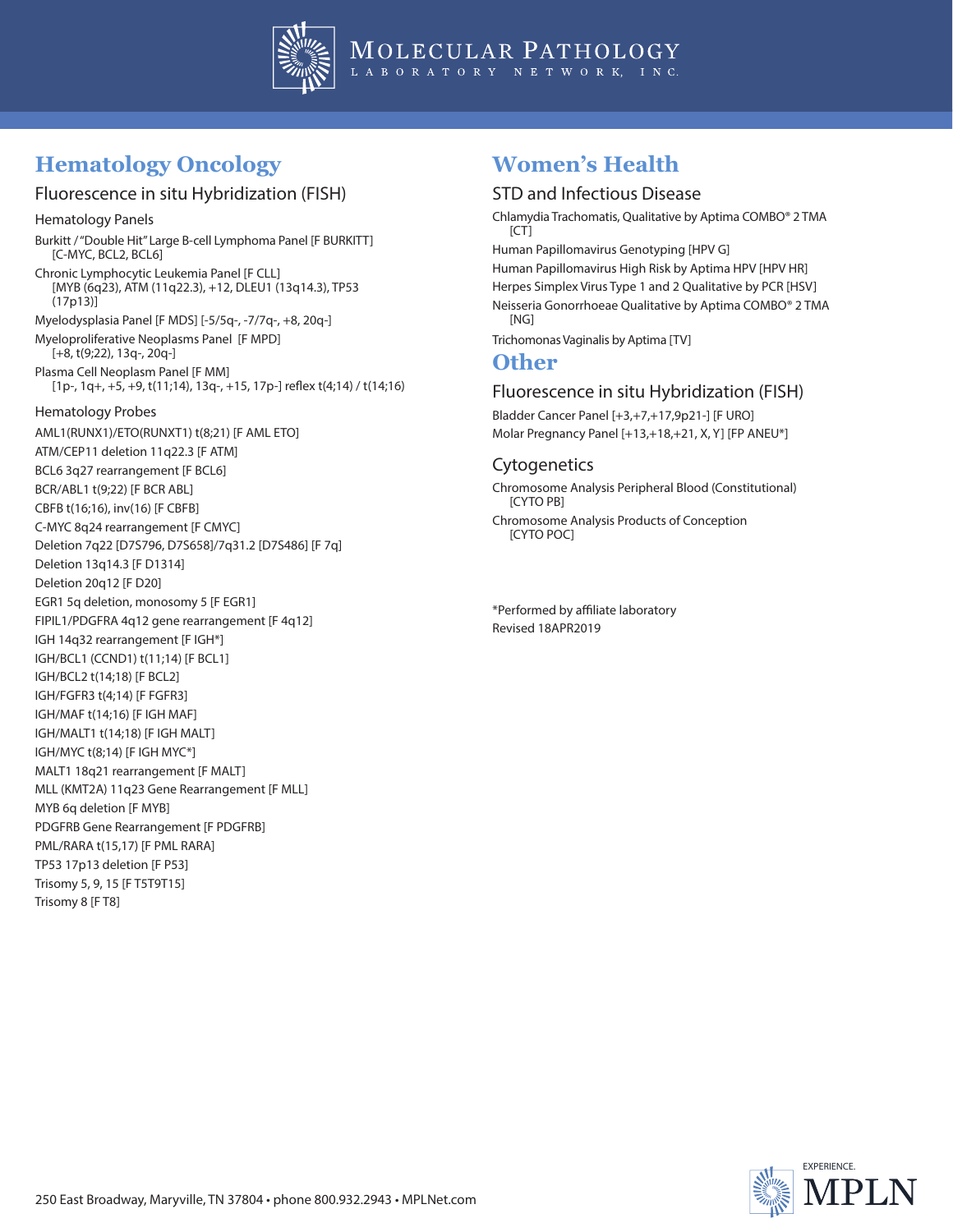# Hematology Oncology

## Fluorescence in situ Hybridization (FISH)

### Hematology Panels

Burkitt / "Double Hit" Large B-cell Lymphoma Panel [F BURKITT]
[C-MYC, BCL2, BCL6]

Chronic Lymphocytic Leukemia Panel [F CLL]
[MYB (6q23), ATM (11q22.3), +12, DLEU1 (13q14.3), TP53 (17p13)]

Myelodysplasia Panel [F MDS] [-5/5q-, -7/7q-, +8, 20q-]

Myeloproliferative Neoplasms Panel [F MPD]
[+8, t(9;22), 13q-, 20q-]

Plasma Cell Neoplasm Panel [F MM]
[1p-, 1q+, +5, +9, t(11;14), 13q-, +15, 17p-] reflex t(4;14) / t(14;16)

### Hematology Probes

AML1(RUNX1)/ETO(RUNXT1) t(8;21) [F AML ETO]
ATM/CEP11 deletion 11q22.3 [F ATM]
BCL6 3q27 rearrangement [F BCL6]
BCR/ABL1 t(9;22) [F BCR ABL]
CBFB t(16;16), inv(16) [F CBFB]
C-MYC 8q24 rearrangement [F CMYC]
Deletion 7q22 [D7S796, D7S658]/7q31.2 [D7S486] [F 7q]
Deletion 13q14.3 [F D1314]
Deletion 20q12 [F D20]
EGR1 5q deletion, monosomy 5 [F EGR1]
FIPIL1/PDGFRA 4q12 gene rearrangement [F 4q12]
IGH 14q32 rearrangement [F IGH*]
IGH/BCL1 (CCND1) t(11;14) [F BCL1]
IGH/BCL2 t(14;18) [F BCL2]
IGH/FGFR3 t(4;14) [F FGFR3]
IGH/MAF t(14;16) [F IGH MAF]
IGH/MALT1 t(14;18) [F IGH MALT]
IGH/MYC t(8;14) [F IGH MYC*]
MALT1 18q21 rearrangement [F MALT]
MLL (KMT2A) 11q23 Gene Rearrangement [F MLL]
MYB 6q deletion [F MYB]
PDGFRB Gene Rearrangement [F PDGFRB]
PML/RARA t(15,17) [F PML RARA]
TP53 17p13 deletion [F P53]
Trisomy 5, 9, 15 [F T5T9T15]
Trisomy 8 [F T8]

# Women's Health

## STD and Infectious Disease

Chlamydia Trachomatis, Qualitative by Aptima COMBO® 2 TMA [CT]
Human Papillomavirus Genotyping [HPV G]
Human Papillomavirus High Risk by Aptima HPV [HPV HR]
Herpes Simplex Virus Type 1 and 2 Qualitative by PCR [HSV]
Neisseria Gonorrhoeae Qualitative by Aptima COMBO® 2 TMA [NG]
Trichomonas Vaginalis by Aptima [TV]

# Other

## Fluorescence in situ Hybridization (FISH)

Bladder Cancer Panel [+3,+7,+17,9p21-] [F URO]
Molar Pregnancy Panel [+13,+18,+21, X, Y] [FP ANEU*]

## Cytogenetics

Chromosome Analysis Peripheral Blood (Constitutional) [CYTO PB]
Chromosome Analysis Products of Conception [CYTO POC]

*Performed by affiliate laboratory
Revised 18APR2019

250 East Broadway, Maryville, TN 37804 • phone 800.932.2943 • MPLNet.com